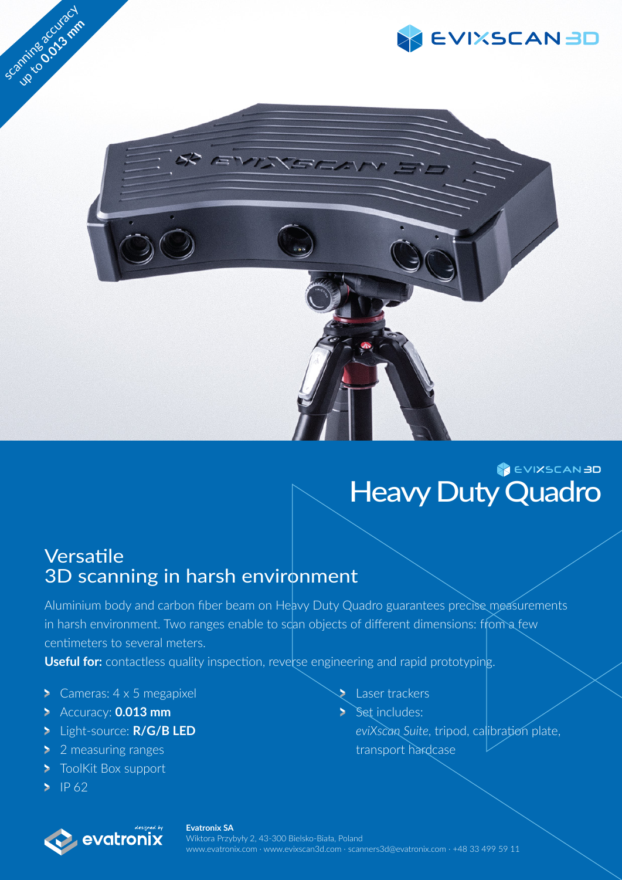scanning accuracy up to **0.013 mm**

EVIXSCAN 3D

EVIXSCAN 3D

# Heavy Duty Quadro

## Versatile
## 3D scanning in harsh environment

Aluminium body and carbon fiber beam on Heavy Duty Quadro guarantees precise measurements in harsh environment. Two ranges enable to scan objects of different dimensions: from a few centimeters to several meters.

**Useful for:** contactless quality inspection, reverse engineering and rapid prototyping.

- Cameras: 4 x 5 megapixel
- Accuracy: **0.013 mm**
- Light-source: **R/G/B LED**
- 2 measuring ranges
- ToolKit Box support
- IP 62
- Laser trackers
- Set includes: *eviXscan Suite*, tripod, calibration plate, transport hardcase

designed by evatronix

**Evatronix SA**
Wiktora Przybyły 2, 43-300 Bielsko-Biała, Poland
www.evatronix.com · www.evixscan3d.com · scanners3d@evatronix.com · +48 33 499 59 11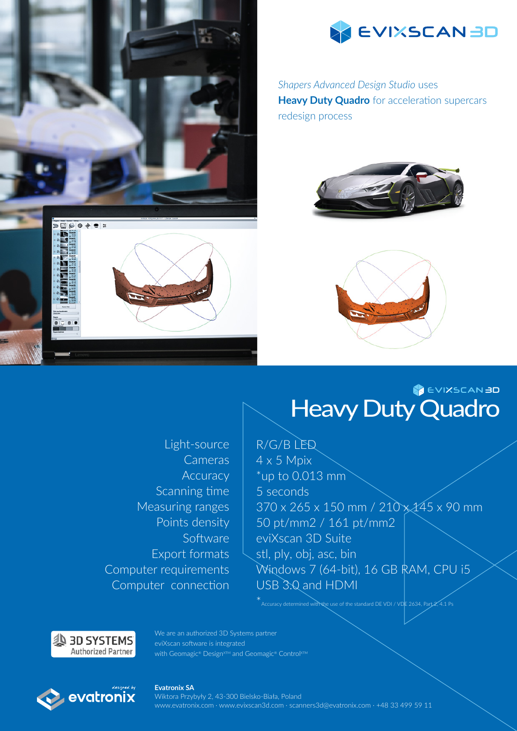*Shapers Advanced Design Studio* uses **Heavy Duty Quadro** for acceleration supercars redesign process

# Heavy Duty Quadro

| | |
|---|---|
| Light-source | R/G/B LED |
| Cameras | 4 x 5 Mpix |
| Accuracy | *up to 0.013 mm |
| Scanning time | 5 seconds |
| Measuring ranges | 370 x 265 x 150 mm / 210 x 145 x 90 mm |
| Points density | 50 pt/mm2 / 161 pt/mm2 |
| Software | eviXscan 3D Suite |
| Export formats | stl, ply, obj, asc, bin |
| Computer requirements | Windows 7 (64-bit), 16 GB RAM, CPU i5 |
| Computer connection | USB 3.0 and HDMI |

* Accuracy determined with the use of the standard DE VDI / VDE 2634, Part 2, 4.1 Ps

3D SYSTEMS Authorized Partner

We are an authorized 3D Systems partner
eviXscan software is integrated
with Geomagic® Design™ and Geomagic® Control™

designed by evatronix

**Evatronix SA**
Wiktora Przybyły 2, 43-300 Bielsko-Biała, Poland
www.evatronix.com · www.evixscan3d.com · scanners3d@evatronix.com · +48 33 499 59 11